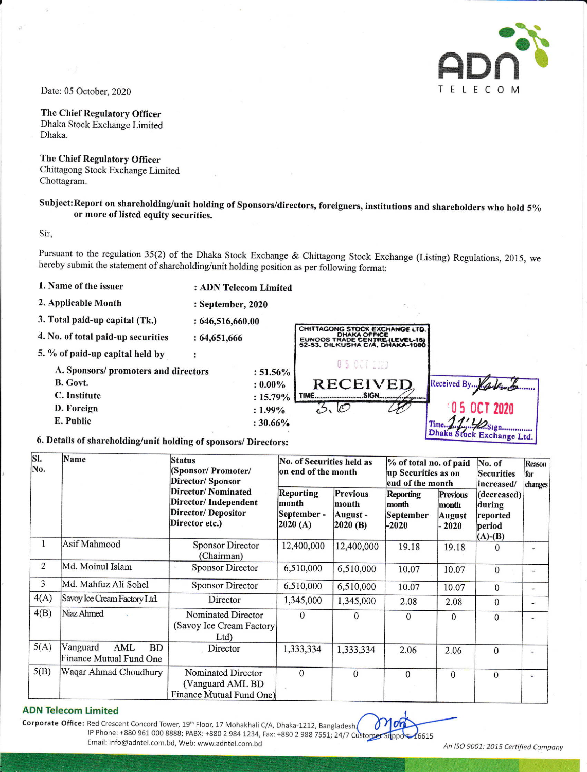Date: 05 October, 2020

**The Chief Regulatory Officer**
Dhaka Stock Exchange Limited
Dhaka.

**The Chief Regulatory Officer**
Chittagong Stock Exchange Limited
Chottagram.

**Subject: Report on shareholding/unit holding of Sponsors/directors, foreigners, institutions and shareholders who hold 5% or more of listed equity securities.**

Sir,

Pursuant to the regulation 35(2) of the Dhaka Stock Exchange & Chittagong Stock Exchange (Listing) Regulations, 2015, we hereby submit the statement of shareholding/unit holding position as per following format:

**1. Name of the issuer** : **ADN Telecom Limited**

**2. Applicable Month** : **September, 2020**

**3. Total paid-up capital (Tk.)** : **646,516,660.00**

**4. No. of total paid-up securities** : **64,651,666**

**5. % of paid-up capital held by** :

- **A. Sponsors/ promoters and directors** : **51.56%**
- **B. Govt.** : **0.00%**
- **C. Institute** : **15.79%**
- **D. Foreign** : **1.99%**
- **E. Public** : **30.66%**

**6. Details of shareholding/unit holding of sponsors/ Directors:**

| Sl. No. | Name | Status (Sponsor/ Promoter/ Director/ Sponsor Director/ Nominated Director/ Independent Director/ Depositor Director etc.) | No. of Securities held as on end of the month | | % of total no. of paid up Securities as on end of the month | | No. of Securities increased/ (decreased) during reported period (A)-(B) | Reason for changes |
|---|---|---|---|---|---|---|---|---|
| | | | Reporting month September - 2020 (A) | Previous month August - 2020 (B) | Reporting month September -2020 | Previous month August - 2020 | | |
| 1 | Asif Mahmood | Sponsor Director (Chairman) | 12,400,000 | 12,400,000 | 19.18 | 19.18 | 0 | - |
| 2 | Md. Moinul Islam | Sponsor Director | 6,510,000 | 6,510,000 | 10.07 | 10.07 | 0 | - |
| 3 | Md. Mahfuz Ali Sohel | Sponsor Director | 6,510,000 | 6,510,000 | 10.07 | 10.07 | 0 | - |
| 4(A) | Savoy Ice Cream Factory Ltd. | Director | 1,345,000 | 1,345,000 | 2.08 | 2.08 | 0 | - |
| 4(B) | Niaz Ahmed | Nominated Director (Savoy Ice Cream Factory Ltd) | 0 | 0 | 0 | 0 | 0 | - |
| 5(A) | Vanguard AML BD Finance Mutual Fund One | Director | 1,333,334 | 1,333,334 | 2.06 | 2.06 | 0 | - |
| 5(B) | Waqar Ahmad Choudhury | Nominated Director (Vanguard AML BD Finance Mutual Fund One) | 0 | 0 | 0 | 0 | 0 | - |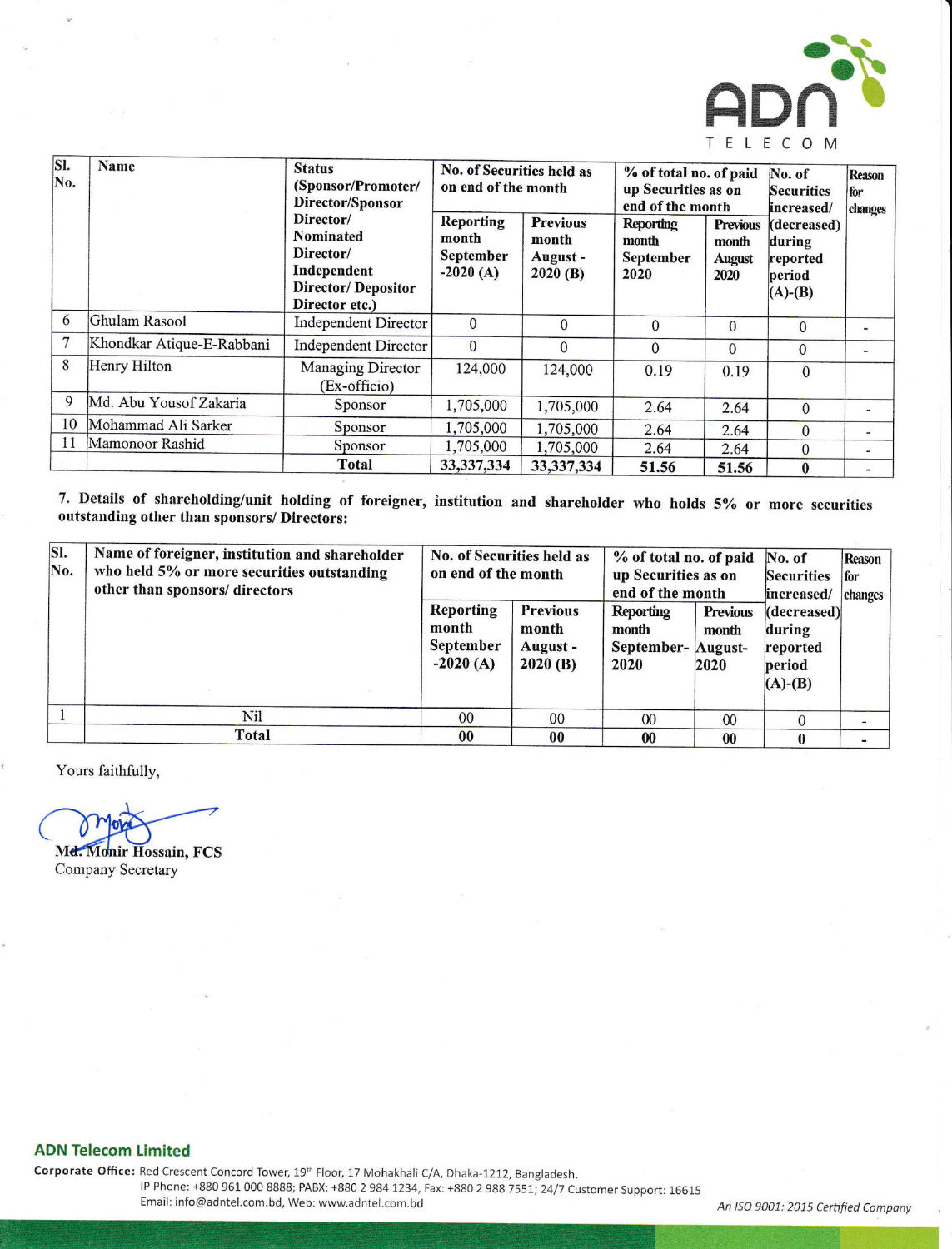| Sl. No. | Name | Status (Sponsor/Promoter/ Director/Sponsor Director/ Nominated Director/ Independent Director/ Depositor Director etc.) | No. of Securities held as on end of the month | | % of total no. of paid up Securities as on end of the month | | No. of Securities increased/ (decreased) during reported period (A)-(B) | Reason for changes |
|---|---|---|---|---|---|---|---|---|
| | | | Reporting month September -2020 (A) | Previous month August - 2020 (B) | Reporting month September 2020 | Previous month August 2020 | | |
| 6 | Ghulam Rasool | Independent Director | 0 | 0 | 0 | 0 | 0 | - |
| 7 | Khondkar Atique-E-Rabbani | Independent Director | 0 | 0 | 0 | 0 | 0 | - |
| 8 | Henry Hilton | Managing Director (Ex-officio) | 124,000 | 124,000 | 0.19 | 0.19 | 0 | |
| 9 | Md. Abu Yousof Zakaria | Sponsor | 1,705,000 | 1,705,000 | 2.64 | 2.64 | 0 | - |
| 10 | Mohammad Ali Sarker | Sponsor | 1,705,000 | 1,705,000 | 2.64 | 2.64 | 0 | - |
| 11 | Mamonoor Rashid | Sponsor | 1,705,000 | 1,705,000 | 2.64 | 2.64 | 0 | - |
| | | **Total** | **33,337,334** | **33,337,334** | **51.56** | **51.56** | **0** | - |

**7. Details of shareholding/unit holding of foreigner, institution and shareholder who holds 5% or more securities outstanding other than sponsors/ Directors:**

| Sl. No. | Name of foreigner, institution and shareholder who held 5% or more securities outstanding other than sponsors/ directors | No. of Securities held as on end of the month | | % of total no. of paid up Securities as on end of the month | | No. of Securities increased/ (decreased) during reported period (A)-(B) | Reason for changes |
|---|---|---|---|---|---|---|---|
| | | Reporting month September -2020 (A) | Previous month August - 2020 (B) | Reporting month September-2020 | Previous month August-2020 | | |
| 1 | Nil | 00 | 00 | 00 | 00 | 0 | - |
| | **Total** | **00** | **00** | **00** | **00** | **0** | - |

Yours faithfully,

Md. Monir Hossain, FCS
Company Secretary